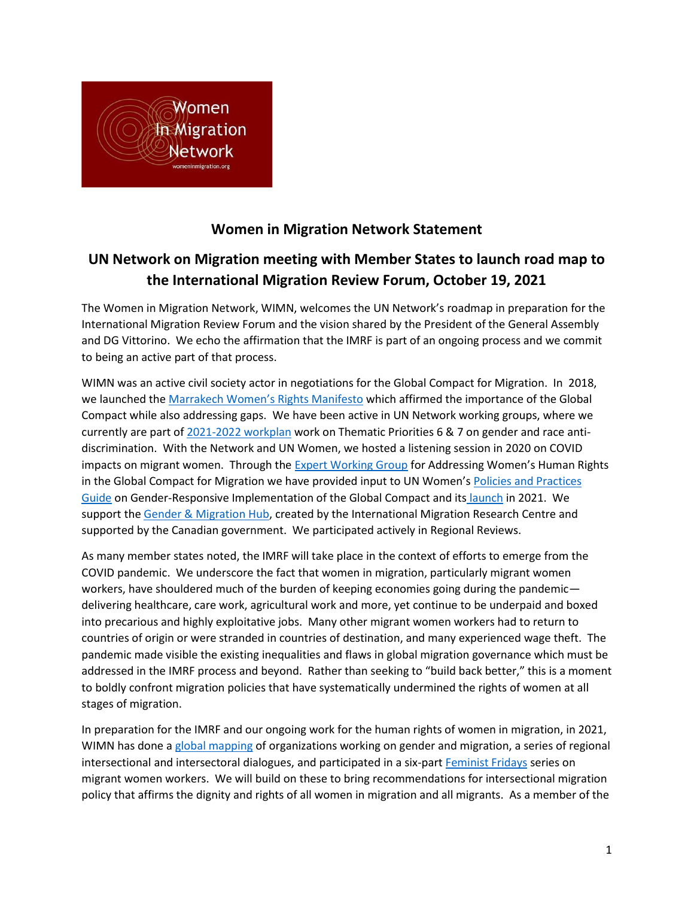## Women in Migration Network Statement

## UN Network on Migration meeting with Member States to launch road map to the International Migration Review Forum, October 19, 2021

The Women in Migration Network, WIMN, welcomes the UN Network's roadmap in preparation for the International Migration Review Forum and the vision shared by the President of the General Assembly and DG Vittorino. We echo the affirmation that the IMRF is part of an ongoing process and we commit to being an active part of that process.

WIMN was an active civil society actor in negotiations for the Global Compact for Migration. In 2018, we launched the Marrakech Women's Rights Manifesto which affirmed the importance of the Global Compact while also addressing gaps. We have been active in UN Network working groups, where we currently are part of 2021-2022 workplan work on Thematic Priorities 6 & 7 on gender and race anti-discrimination. With the Network and UN Women, we hosted a listening session in 2020 on COVID impacts on migrant women. Through the Expert Working Group for Addressing Women's Human Rights in the Global Compact for Migration we have provided input to UN Women's Policies and Practices Guide on Gender-Responsive Implementation of the Global Compact and its launch in 2021. We support the Gender & Migration Hub, created by the International Migration Research Centre and supported by the Canadian government. We participated actively in Regional Reviews.

As many member states noted, the IMRF will take place in the context of efforts to emerge from the COVID pandemic. We underscore the fact that women in migration, particularly migrant women workers, have shouldered much of the burden of keeping economies going during the pandemic—delivering healthcare, care work, agricultural work and more, yet continue to be underpaid and boxed into precarious and highly exploitative jobs. Many other migrant women workers had to return to countries of origin or were stranded in countries of destination, and many experienced wage theft. The pandemic made visible the existing inequalities and flaws in global migration governance which must be addressed in the IMRF process and beyond. Rather than seeking to "build back better," this is a moment to boldly confront migration policies that have systematically undermined the rights of women at all stages of migration.

In preparation for the IMRF and our ongoing work for the human rights of women in migration, in 2021, WIMN has done a global mapping of organizations working on gender and migration, a series of regional intersectional and intersectoral dialogues, and participated in a six-part Feminist Fridays series on migrant women workers. We will build on these to bring recommendations for intersectional migration policy that affirms the dignity and rights of all women in migration and all migrants. As a member of the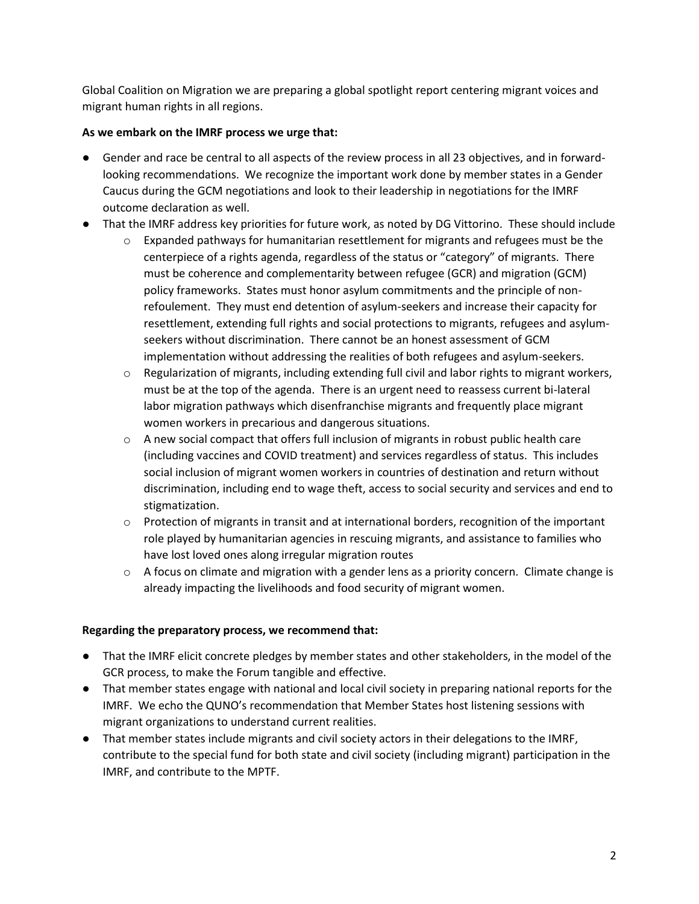Global Coalition on Migration we are preparing a global spotlight report centering migrant voices and migrant human rights in all regions.

**As we embark on the IMRF process we urge that:**

- Gender and race be central to all aspects of the review process in all 23 objectives, and in forward-looking recommendations. We recognize the important work done by member states in a Gender Caucus during the GCM negotiations and look to their leadership in negotiations for the IMRF outcome declaration as well.
- That the IMRF address key priorities for future work, as noted by DG Vittorino. These should include
  - Expanded pathways for humanitarian resettlement for migrants and refugees must be the centerpiece of a rights agenda, regardless of the status or "category" of migrants. There must be coherence and complementarity between refugee (GCR) and migration (GCM) policy frameworks. States must honor asylum commitments and the principle of non-refoulement. They must end detention of asylum-seekers and increase their capacity for resettlement, extending full rights and social protections to migrants, refugees and asylum-seekers without discrimination. There cannot be an honest assessment of GCM implementation without addressing the realities of both refugees and asylum-seekers.
  - Regularization of migrants, including extending full civil and labor rights to migrant workers, must be at the top of the agenda. There is an urgent need to reassess current bi-lateral labor migration pathways which disenfranchise migrants and frequently place migrant women workers in precarious and dangerous situations.
  - A new social compact that offers full inclusion of migrants in robust public health care (including vaccines and COVID treatment) and services regardless of status. This includes social inclusion of migrant women workers in countries of destination and return without discrimination, including end to wage theft, access to social security and services and end to stigmatization.
  - Protection of migrants in transit and at international borders, recognition of the important role played by humanitarian agencies in rescuing migrants, and assistance to families who have lost loved ones along irregular migration routes
  - A focus on climate and migration with a gender lens as a priority concern. Climate change is already impacting the livelihoods and food security of migrant women.

**Regarding the preparatory process, we recommend that:**

- That the IMRF elicit concrete pledges by member states and other stakeholders, in the model of the GCR process, to make the Forum tangible and effective.
- That member states engage with national and local civil society in preparing national reports for the IMRF. We echo the QUNO's recommendation that Member States host listening sessions with migrant organizations to understand current realities.
- That member states include migrants and civil society actors in their delegations to the IMRF, contribute to the special fund for both state and civil society (including migrant) participation in the IMRF, and contribute to the MPTF.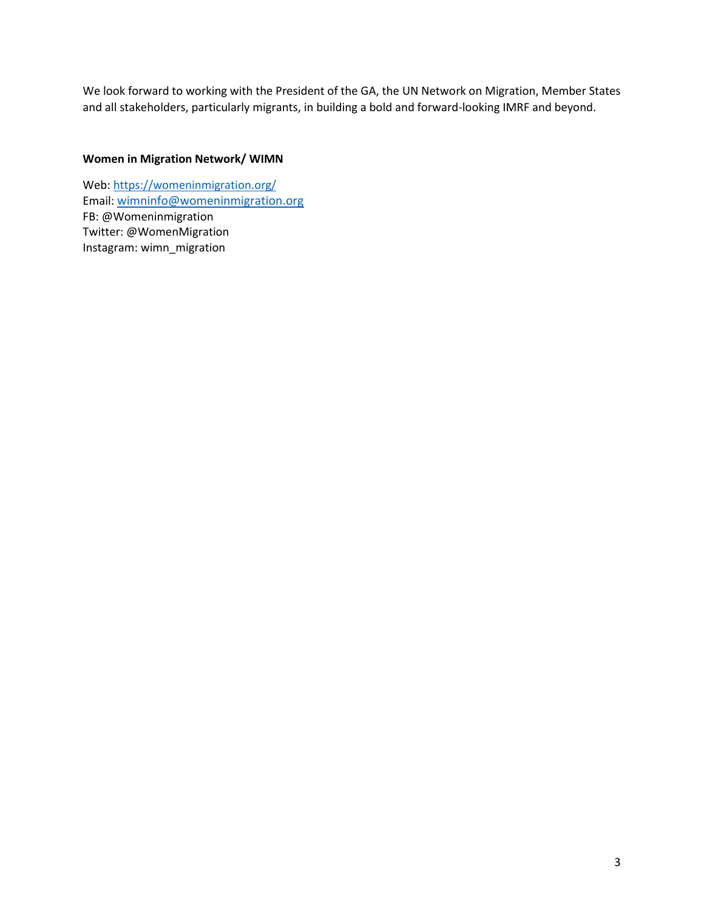We look forward to working with the President of the GA, the UN Network on Migration, Member States and all stakeholders, particularly migrants, in building a bold and forward-looking IMRF and beyond.

**Women in Migration Network/ WIMN**

Web: https://womeninmigration.org/
Email: wimninfo@womeninmigration.org
FB: @Womeninmigration
Twitter: @WomenMigration
Instagram: wimn_migration